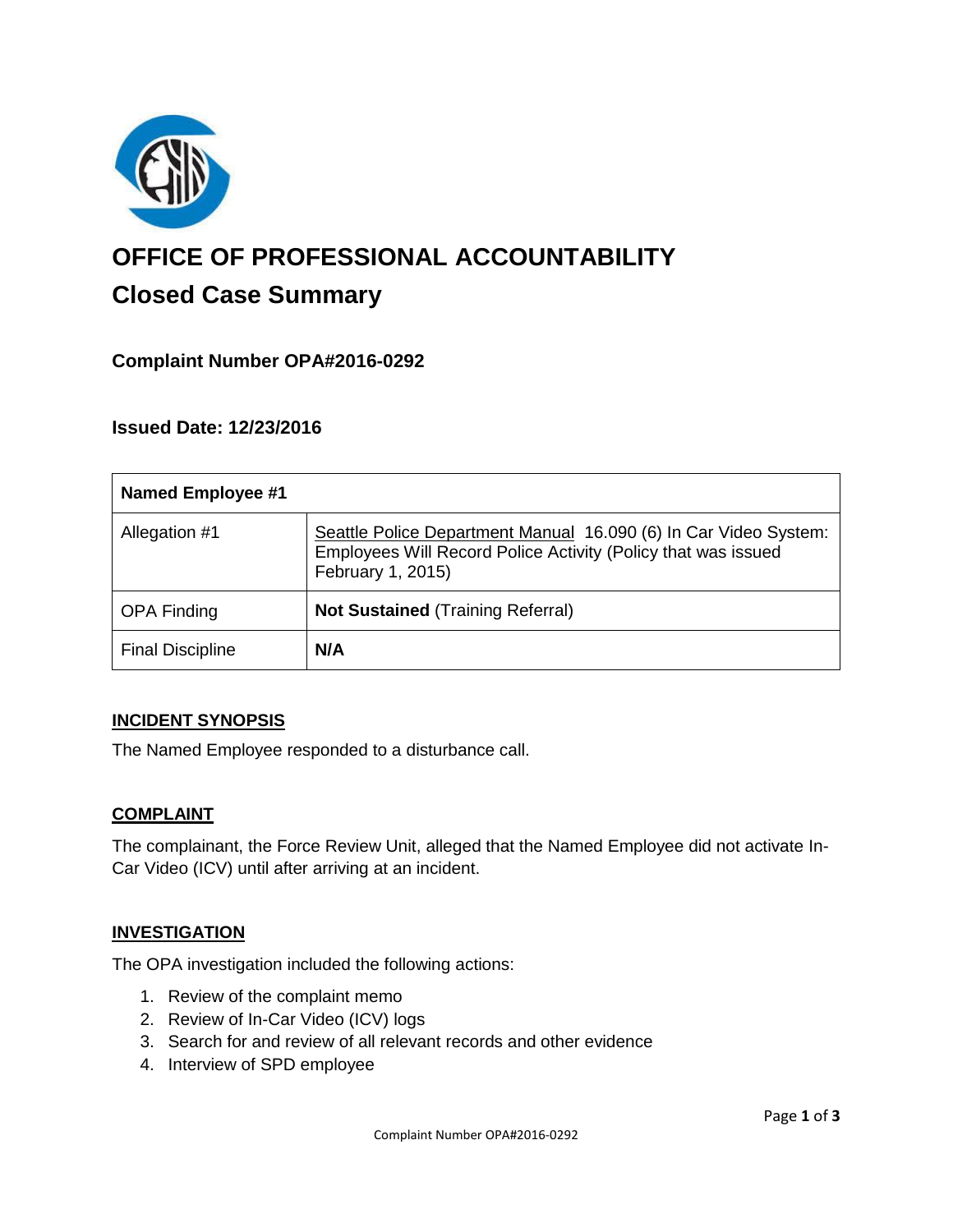# OFFICE OF PROFESSIONAL ACCOUNTABILITY

## Closed Case Summary

### Complaint Number OPA#2016-0292

### Issued Date: 12/23/2016

| **Named Employee #1** | |
|---|---|
| Allegation #1 | Seattle Police Department Manual 16.090 (6) In Car Video System: Employees Will Record Police Activity (Policy that was issued February 1, 2015) |
| OPA Finding | **Not Sustained** (Training Referral) |
| Final Discipline | **N/A** |

### INCIDENT SYNOPSIS

The Named Employee responded to a disturbance call.

### COMPLAINT

The complainant, the Force Review Unit, alleged that the Named Employee did not activate In-Car Video (ICV) until after arriving at an incident.

### INVESTIGATION

The OPA investigation included the following actions:

1. Review of the complaint memo
2. Review of In-Car Video (ICV) logs
3. Search for and review of all relevant records and other evidence
4. Interview of SPD employee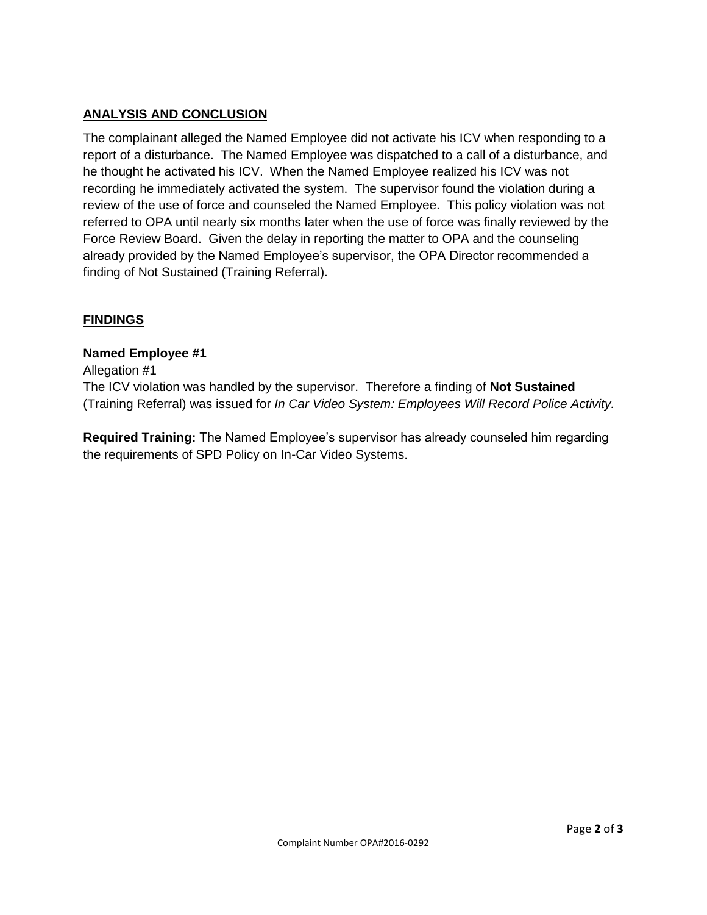## ANALYSIS AND CONCLUSION

The complainant alleged the Named Employee did not activate his ICV when responding to a report of a disturbance. The Named Employee was dispatched to a call of a disturbance, and he thought he activated his ICV. When the Named Employee realized his ICV was not recording he immediately activated the system. The supervisor found the violation during a review of the use of force and counseled the Named Employee. This policy violation was not referred to OPA until nearly six months later when the use of force was finally reviewed by the Force Review Board. Given the delay in reporting the matter to OPA and the counseling already provided by the Named Employee's supervisor, the OPA Director recommended a finding of Not Sustained (Training Referral).

## FINDINGS

**Named Employee #1**

Allegation #1

The ICV violation was handled by the supervisor. Therefore a finding of **Not Sustained** (Training Referral) was issued for *In Car Video System: Employees Will Record Police Activity.*

**Required Training:** The Named Employee's supervisor has already counseled him regarding the requirements of SPD Policy on In-Car Video Systems.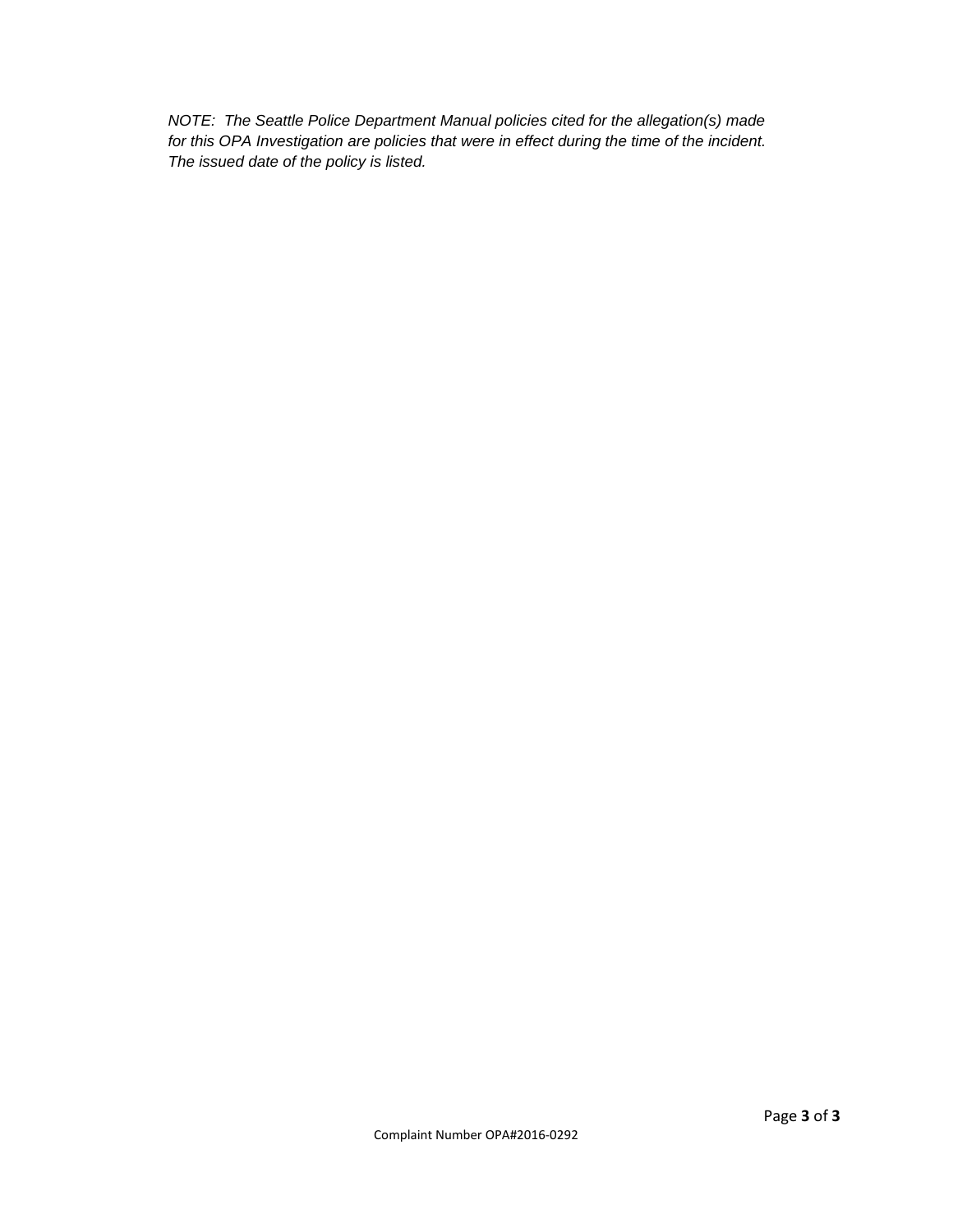*NOTE: The Seattle Police Department Manual policies cited for the allegation(s) made for this OPA Investigation are policies that were in effect during the time of the incident. The issued date of the policy is listed.*